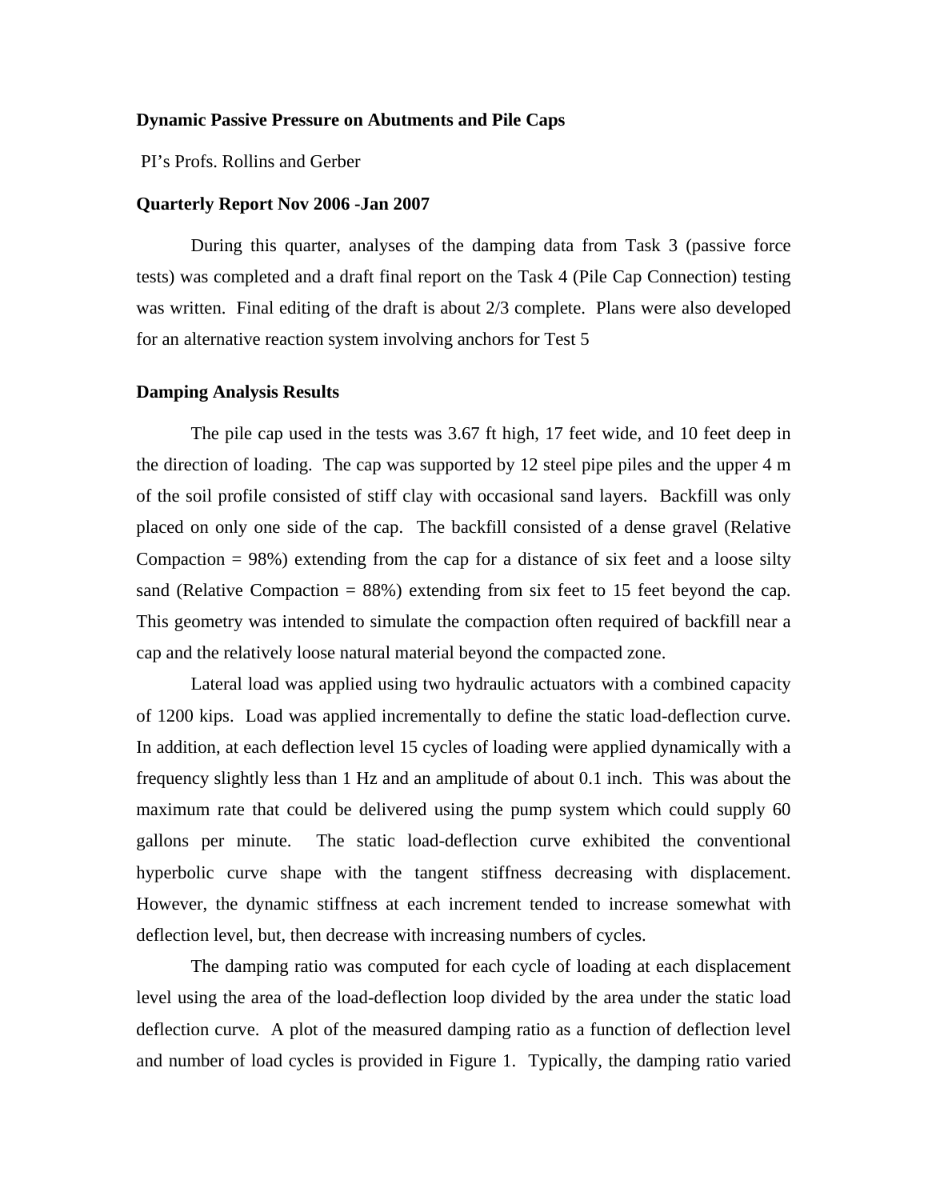**Dynamic Passive Pressure on Abutments and Pile Caps**

PI's Profs. Rollins and Gerber

**Quarterly Report Nov 2006 -Jan 2007**

During this quarter, analyses of the damping data from Task 3 (passive force tests) was completed and a draft final report on the Task 4 (Pile Cap Connection) testing was written. Final editing of the draft is about 2/3 complete. Plans were also developed for an alternative reaction system involving anchors for Test 5

**Damping Analysis Results**

The pile cap used in the tests was 3.67 ft high, 17 feet wide, and 10 feet deep in the direction of loading. The cap was supported by 12 steel pipe piles and the upper 4 m of the soil profile consisted of stiff clay with occasional sand layers. Backfill was only placed on only one side of the cap. The backfill consisted of a dense gravel (Relative Compaction = 98%) extending from the cap for a distance of six feet and a loose silty sand (Relative Compaction = 88%) extending from six feet to 15 feet beyond the cap. This geometry was intended to simulate the compaction often required of backfill near a cap and the relatively loose natural material beyond the compacted zone.

Lateral load was applied using two hydraulic actuators with a combined capacity of 1200 kips. Load was applied incrementally to define the static load-deflection curve. In addition, at each deflection level 15 cycles of loading were applied dynamically with a frequency slightly less than 1 Hz and an amplitude of about 0.1 inch. This was about the maximum rate that could be delivered using the pump system which could supply 60 gallons per minute. The static load-deflection curve exhibited the conventional hyperbolic curve shape with the tangent stiffness decreasing with displacement. However, the dynamic stiffness at each increment tended to increase somewhat with deflection level, but, then decrease with increasing numbers of cycles.

The damping ratio was computed for each cycle of loading at each displacement level using the area of the load-deflection loop divided by the area under the static load deflection curve. A plot of the measured damping ratio as a function of deflection level and number of load cycles is provided in Figure 1. Typically, the damping ratio varied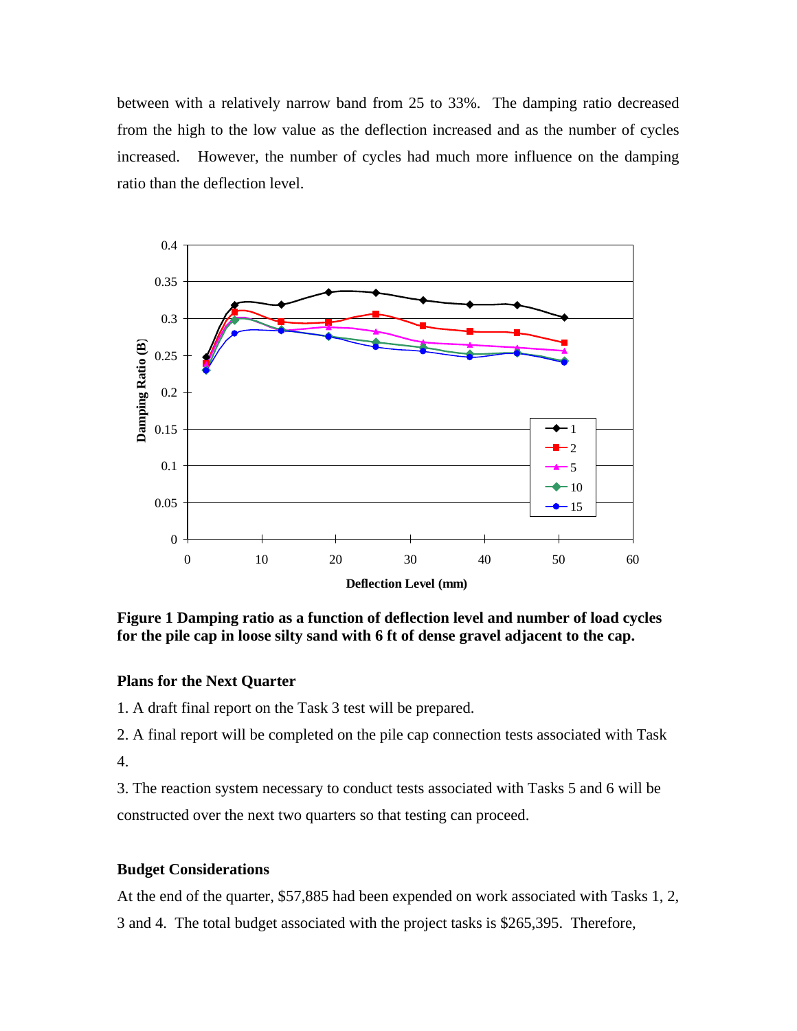between with a relatively narrow band from 25 to 33%. The damping ratio decreased from the high to the low value as the deflection increased and as the number of cycles increased. However, the number of cycles had much more influence on the damping ratio than the deflection level.

**Figure 1 Damping ratio as a function of deflection level and number of load cycles for the pile cap in loose silty sand with 6 ft of dense gravel adjacent to the cap.**

**Plans for the Next Quarter**

1. A draft final report on the Task 3 test will be prepared.

2. A final report will be completed on the pile cap connection tests associated with Task 4.

3. The reaction system necessary to conduct tests associated with Tasks 5 and 6 will be constructed over the next two quarters so that testing can proceed.

**Budget Considerations**

At the end of the quarter, $57,885 had been expended on work associated with Tasks 1, 2, 3 and 4. The total budget associated with the project tasks is $265,395. Therefore,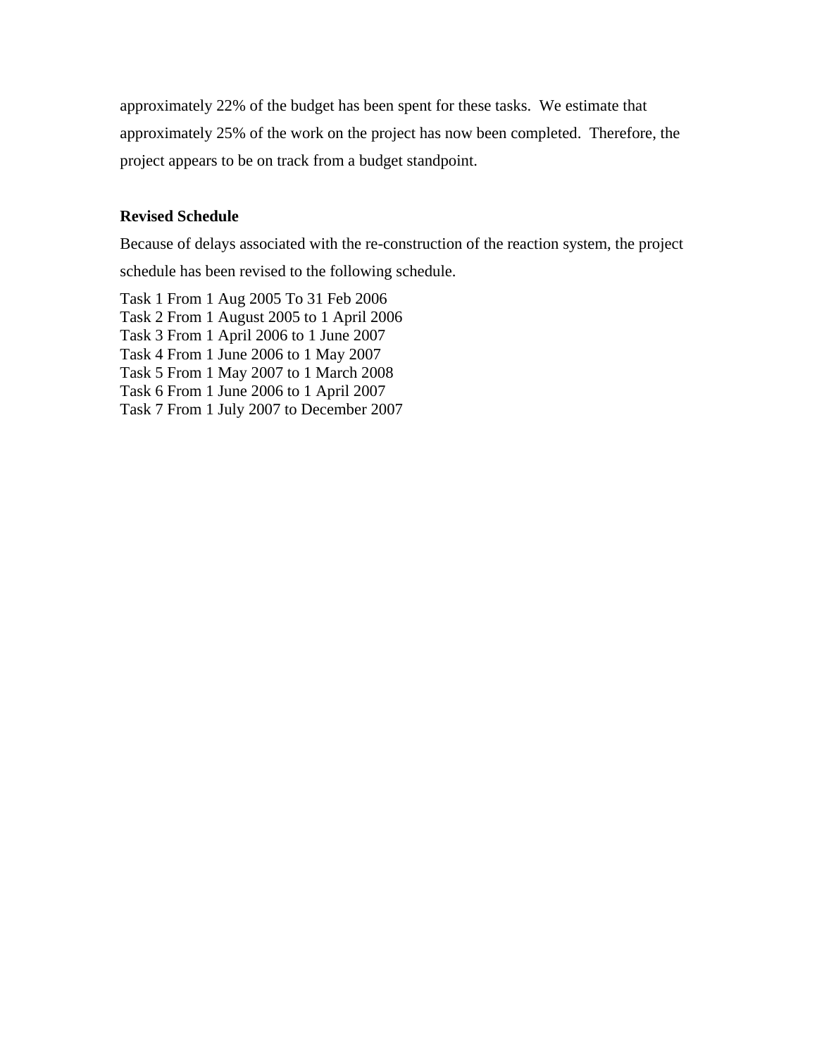approximately 22% of the budget has been spent for these tasks. We estimate that approximately 25% of the work on the project has now been completed. Therefore, the project appears to be on track from a budget standpoint.

**Revised Schedule**

Because of delays associated with the re-construction of the reaction system, the project schedule has been revised to the following schedule.

Task 1 From 1 Aug 2005 To 31 Feb 2006
Task 2 From 1 August 2005 to 1 April 2006
Task 3 From 1 April 2006 to 1 June 2007
Task 4 From 1 June 2006 to 1 May 2007
Task 5 From 1 May 2007 to 1 March 2008
Task 6 From 1 June 2006 to 1 April 2007
Task 7 From 1 July 2007 to December 2007